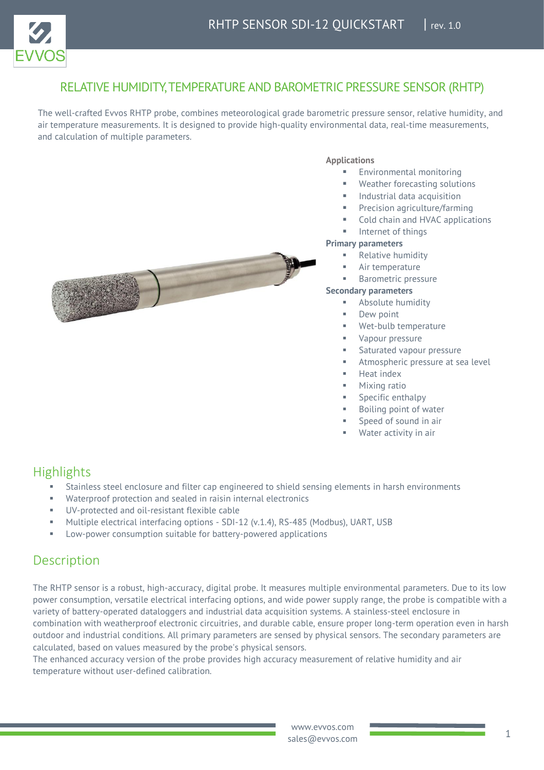# RELATIVE HUMIDITY, TEMPERATURE AND BAROMETRIC PRESSURE SENSOR (RHTP)

The well-crafted Evvos RHTP probe, combines meteorological grade barometric pressure sensor, relative humidity, and air temperature measurements. It is designed to provide high-quality environmental data, real-time measurements, and calculation of multiple parameters.

**Applications**

- Environmental monitoring
- Weather forecasting solutions
- Industrial data acquisition
- Precision agriculture/farming
- Cold chain and HVAC applications
- Internet of things

**Primary parameters**

- Relative humidity
- Air temperature
- Barometric pressure

**Secondary parameters**

- Absolute humidity
- Dew point
- Wet-bulb temperature
- Vapour pressure
- Saturated vapour pressure
- Atmospheric pressure at sea level
- Heat index
- Mixing ratio
- Specific enthalpy
- Boiling point of water
- Speed of sound in air
- Water activity in air

## Highlights

- Stainless steel enclosure and filter cap engineered to shield sensing elements in harsh environments
- Waterproof protection and sealed in raisin internal electronics
- UV-protected and oil-resistant flexible cable
- Multiple electrical interfacing options - SDI-12 (v.1.4), RS-485 (Modbus), UART, USB
- Low-power consumption suitable for battery-powered applications

## Description

The RHTP sensor is a robust, high-accuracy, digital probe. It measures multiple environmental parameters. Due to its low power consumption, versatile electrical interfacing options, and wide power supply range, the probe is compatible with a variety of battery-operated dataloggers and industrial data acquisition systems. A stainless-steel enclosure in combination with weatherproof electronic circuitries, and durable cable, ensure proper long-term operation even in harsh outdoor and industrial conditions. All primary parameters are sensed by physical sensors. The secondary parameters are calculated, based on values measured by the probe's physical sensors.
The enhanced accuracy version of the probe provides high accuracy measurement of relative humidity and air temperature without user-defined calibration.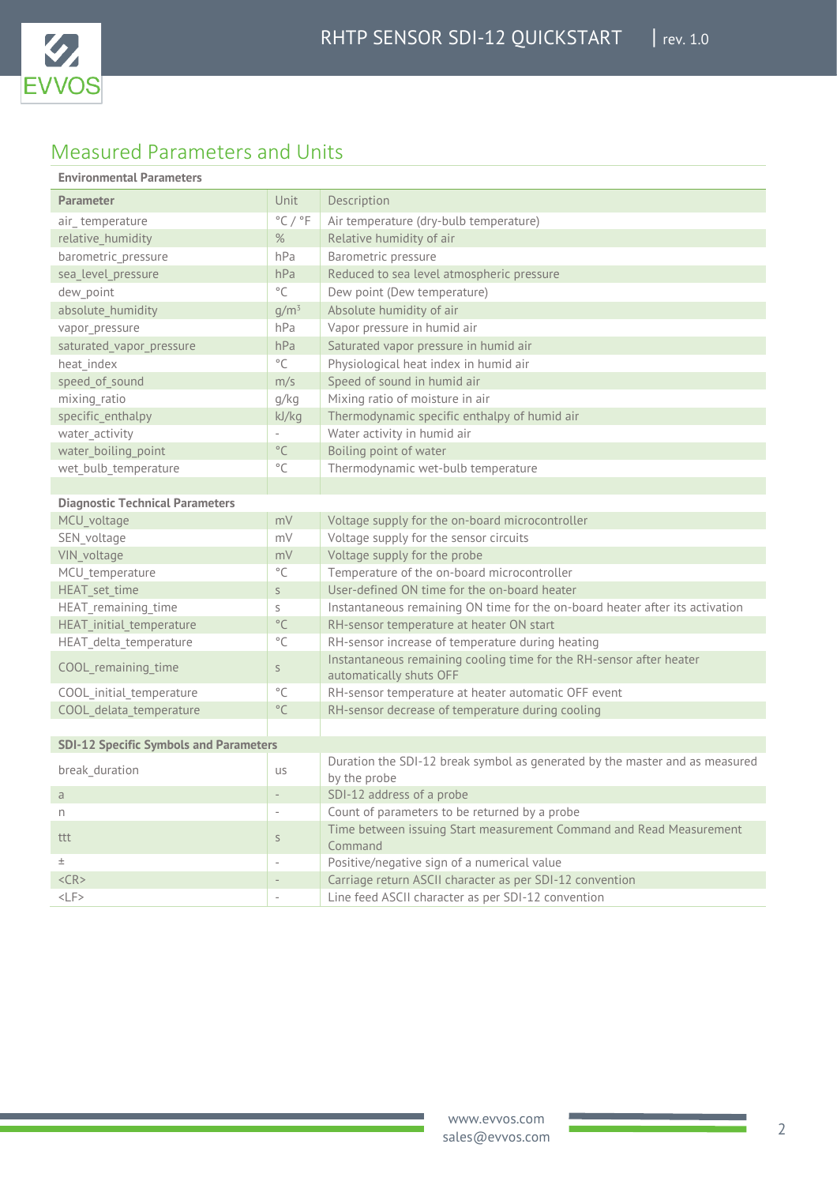## Measured Parameters and Units

**Environmental Parameters**

| Parameter | Unit | Description |
|---|---|---|
| air_ temperature | °C / °F | Air temperature (dry-bulb temperature) |
| relative_humidity | % | Relative humidity of air |
| barometric_pressure | hPa | Barometric pressure |
| sea_level_pressure | hPa | Reduced to sea level atmospheric pressure |
| dew_point | °C | Dew point (Dew temperature) |
| absolute_humidity | $g/m^3$ | Absolute humidity of air |
| vapor_pressure | hPa | Vapor pressure in humid air |
| saturated_vapor_pressure | hPa | Saturated vapor pressure in humid air |
| heat_index | °C | Physiological heat index in humid air |
| speed_of_sound | m/s | Speed of sound in humid air |
| mixing_ratio | g/kg | Mixing ratio of moisture in air |
| specific_enthalpy | kJ/kg | Thermodynamic specific enthalpy of humid air |
| water_activity | - | Water activity in humid air |
| water_boiling_point | °C | Boiling point of water |
| wet_bulb_temperature | °C | Thermodynamic wet-bulb temperature |
| | | |
| **Diagnostic Technical Parameters** | | |
| MCU_voltage | mV | Voltage supply for the on-board microcontroller |
| SEN_voltage | mV | Voltage supply for the sensor circuits |
| VIN_voltage | mV | Voltage supply for the probe |
| MCU_temperature | °C | Temperature of the on-board microcontroller |
| HEAT_set_time | s | User-defined ON time for the on-board heater |
| HEAT_remaining_time | s | Instantaneous remaining ON time for the on-board heater after its activation |
| HEAT_initial_temperature | °C | RH-sensor temperature at heater ON start |
| HEAT_delta_temperature | °C | RH-sensor increase of temperature during heating |
| COOL_remaining_time | s | Instantaneous remaining cooling time for the RH-sensor after heater automatically shuts OFF |
| COOL_initial_temperature | °C | RH-sensor temperature at heater automatic OFF event |
| COOL_delata_temperature | °C | RH-sensor decrease of temperature during cooling |
| | | |
| **SDI-12 Specific Symbols and Parameters** | | |
| break_duration | us | Duration the SDI-12 break symbol as generated by the master and as measured by the probe |
| a | - | SDI-12 address of a probe |
| n | - | Count of parameters to be returned by a probe |
| ttt | s | Time between issuing Start measurement Command and Read Measurement Command |
| ± | - | Positive/negative sign of a numerical value |
| <CR> | - | Carriage return ASCII character as per SDI-12 convention |
| <LF> | - | Line feed ASCII character as per SDI-12 convention |

www.evvos.com
sales@evvos.com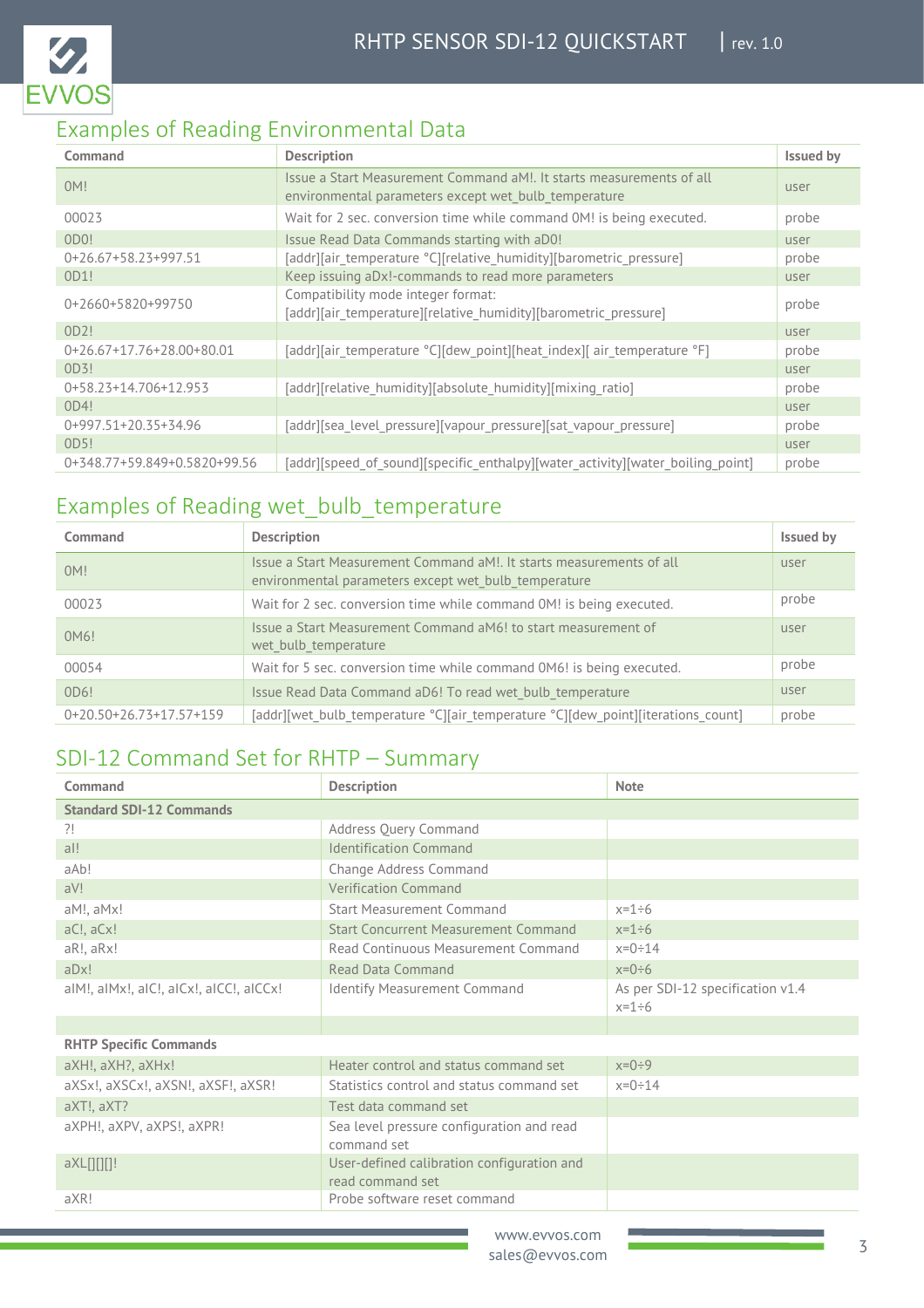## Examples of Reading Environmental Data

| Command | Description | Issued by |
| --- | --- | --- |
| 0M! | Issue a Start Measurement Command aM!. It starts measurements of all environmental parameters except wet_bulb_temperature | user |
| 00023 | Wait for 2 sec. conversion time while command 0M! is being executed. | probe |
| 0D0! | Issue Read Data Commands starting with aD0! | user |
| 0+26.67+58.23+997.51 | [addr][air_temperature °C][relative_humidity][barometric_pressure] | probe |
| 0D1! | Keep issuing aDx!-commands to read more parameters | user |
| 0+2660+5820+99750 | Compatibility mode integer format: [addr][air_temperature][relative_humidity][barometric_pressure] | probe |
| 0D2! | | user |
| 0+26.67+17.76+28.00+80.01 | [addr][air_temperature °C][dew_point][heat_index][ air_temperature °F] | probe |
| 0D3! | | user |
| 0+58.23+14.706+12.953 | [addr][relative_humidity][absolute_humidity][mixing_ratio] | probe |
| 0D4! | | user |
| 0+997.51+20.35+34.96 | [addr][sea_level_pressure][vapour_pressure][sat_vapour_pressure] | probe |
| 0D5! | | user |
| 0+348.77+59.849+0.5820+99.56 | [addr][speed_of_sound][specific_enthalpy][water_activity][water_boiling_point] | probe |

## Examples of Reading wet_bulb_temperature

| Command | Description | Issued by |
| --- | --- | --- |
| 0M! | Issue a Start Measurement Command aM!. It starts measurements of all environmental parameters except wet_bulb_temperature | user |
| 00023 | Wait for 2 sec. conversion time while command 0M! is being executed. | probe |
| 0M6! | Issue a Start Measurement Command aM6! to start measurement of wet_bulb_temperature | user |
| 00054 | Wait for 5 sec. conversion time while command 0M6! is being executed. | probe |
| 0D6! | Issue Read Data Command aD6! To read wet_bulb_temperature | user |
| 0+20.50+26.73+17.57+159 | [addr][wet_bulb_temperature °C][air_temperature °C][dew_point][iterations_count] | probe |

## SDI-12 Command Set for RHTP – Summary

| Command | Description | Note |
| --- | --- | --- |
| **Standard SDI-12 Commands** | | |
| ?! | Address Query Command | |
| aI! | Identification Command | |
| aAb! | Change Address Command | |
| aV! | Verification Command | |
| aM!, aMx! | Start Measurement Command | x=1÷6 |
| aC!, aCx! | Start Concurrent Measurement Command | x=1÷6 |
| aR!, aRx! | Read Continuous Measurement Command | x=0÷14 |
| aDx! | Read Data Command | x=0÷6 |
| aIM!, aIMx!, aIC!, aICx!, aICC!, aICCx! | Identify Measurement Command | As per SDI-12 specification v1.4 x=1÷6 |
| | | |
| **RHTP Specific Commands** | | |
| aXH!, aXH?, aXHx! | Heater control and status command set | x=0÷9 |
| aXSx!, aXSCx!, aXSN!, aXSF!, aXSR! | Statistics control and status command set | x=0÷14 |
| aXT!, aXT? | Test data command set | |
| aXPH!, aXPV, aXPS!, aXPR! | Sea level pressure configuration and read command set | |
| aXL[][][]! | User-defined calibration configuration and read command set | |
| aXR! | Probe software reset command | |